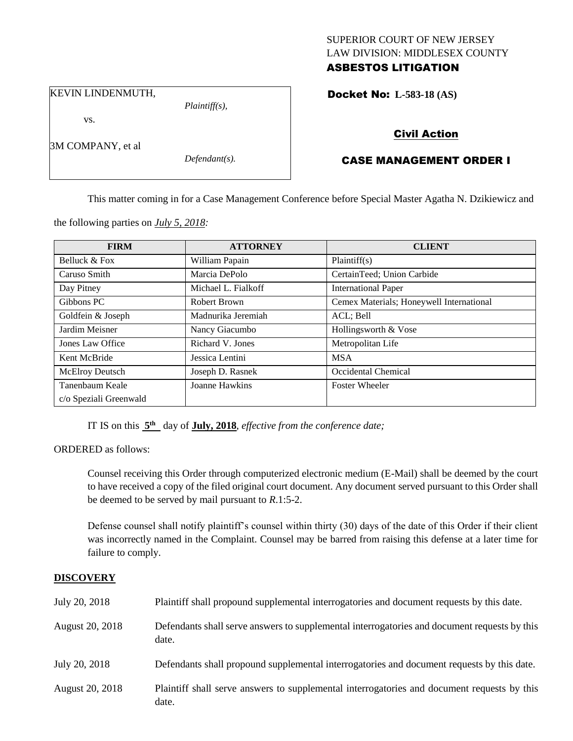SUPERIOR COURT OF NEW JERSEY
LAW DIVISION: MIDDLESEX COUNTY
**ASBESTOS LITIGATION**

KEVIN LINDENMUTH,
*Plaintiff(s),*

vs.

3M COMPANY, et al
*Defendant(s).*

**Docket No: L-583-18 (AS)**

**Civil Action**

**CASE MANAGEMENT ORDER I**

This matter coming in for a Case Management Conference before Special Master Agatha N. Dzikiewicz and the following parties on ***July 5, 2018:***

| FIRM | ATTORNEY | CLIENT |
|---|---|---|
| Belluck & Fox | William Papain | Plaintiff(s) |
| Caruso Smith | Marcia DePolo | CertainTeed; Union Carbide |
| Day Pitney | Michael L. Fialkoff | International Paper |
| Gibbons PC | Robert Brown | Cemex Materials; Honeywell International |
| Goldfein & Joseph | Madnurika Jeremiah | ACL; Bell |
| Jardim Meisner | Nancy Giacumbo | Hollingsworth & Vose |
| Jones Law Office | Richard V. Jones | Metropolitan Life |
| Kent McBride | Jessica Lentini | MSA |
| McElroy Deutsch | Joseph D. Rasnek | Occidental Chemical |
| Tanenbaum Keale c/o Speziali Greenwald | Joanne Hawkins | Foster Wheeler |

IT IS on this **5th** day of **July, 2018**, *effective from the conference date;*

ORDERED as follows:

Counsel receiving this Order through computerized electronic medium (E-Mail) shall be deemed by the court to have received a copy of the filed original court document. Any document served pursuant to this Order shall be deemed to be served by mail pursuant to *R*.1:5-2.

Defense counsel shall notify plaintiff's counsel within thirty (30) days of the date of this Order if their client was incorrectly named in the Complaint. Counsel may be barred from raising this defense at a later time for failure to comply.

## DISCOVERY

| | |
|---|---|
| July 20, 2018 | Plaintiff shall propound supplemental interrogatories and document requests by this date. |
| August 20, 2018 | Defendants shall serve answers to supplemental interrogatories and document requests by this date. |
| July 20, 2018 | Defendants shall propound supplemental interrogatories and document requests by this date. |
| August 20, 2018 | Plaintiff shall serve answers to supplemental interrogatories and document requests by this date. |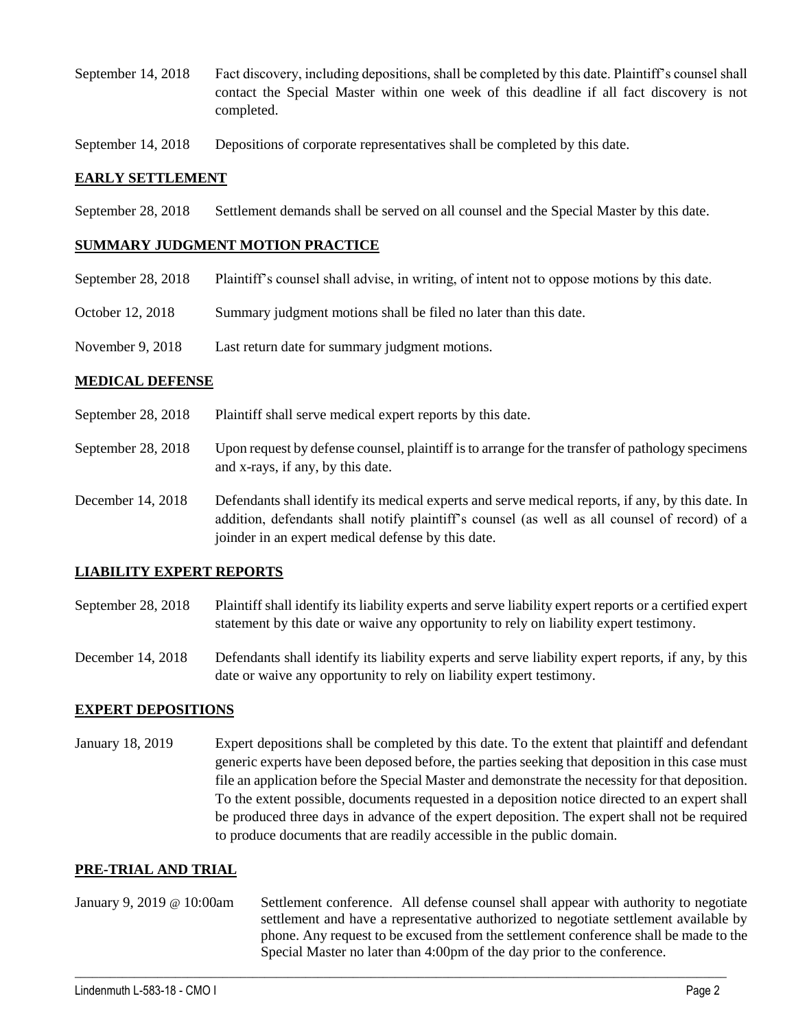| | |
|---|---|
| September 14, 2018 | Fact discovery, including depositions, shall be completed by this date. Plaintiff's counsel shall contact the Special Master within one week of this deadline if all fact discovery is not completed. |
| September 14, 2018 | Depositions of corporate representatives shall be completed by this date. |

## **EARLY SETTLEMENT**

| | |
|---|---|
| September 28, 2018 | Settlement demands shall be served on all counsel and the Special Master by this date. |

## **SUMMARY JUDGMENT MOTION PRACTICE**

| | |
|---|---|
| September 28, 2018 | Plaintiff's counsel shall advise, in writing, of intent not to oppose motions by this date. |
| October 12, 2018 | Summary judgment motions shall be filed no later than this date. |
| November 9, 2018 | Last return date for summary judgment motions. |

## **MEDICAL DEFENSE**

| | |
|---|---|
| September 28, 2018 | Plaintiff shall serve medical expert reports by this date. |
| September 28, 2018 | Upon request by defense counsel, plaintiff is to arrange for the transfer of pathology specimens and x-rays, if any, by this date. |
| December 14, 2018 | Defendants shall identify its medical experts and serve medical reports, if any, by this date. In addition, defendants shall notify plaintiff's counsel (as well as all counsel of record) of a joinder in an expert medical defense by this date. |

## **LIABILITY EXPERT REPORTS**

| | |
|---|---|
| September 28, 2018 | Plaintiff shall identify its liability experts and serve liability expert reports or a certified expert statement by this date or waive any opportunity to rely on liability expert testimony. |
| December 14, 2018 | Defendants shall identify its liability experts and serve liability expert reports, if any, by this date or waive any opportunity to rely on liability expert testimony. |

## **EXPERT DEPOSITIONS**

| | |
|---|---|
| January 18, 2019 | Expert depositions shall be completed by this date. To the extent that plaintiff and defendant generic experts have been deposed before, the parties seeking that deposition in this case must file an application before the Special Master and demonstrate the necessity for that deposition. To the extent possible, documents requested in a deposition notice directed to an expert shall be produced three days in advance of the expert deposition. The expert shall not be required to produce documents that are readily accessible in the public domain. |

## **PRE-TRIAL AND TRIAL**

| | |
|---|---|
| January 9, 2019 @ 10:00am | Settlement conference. All defense counsel shall appear with authority to negotiate settlement and have a representative authorized to negotiate settlement available by phone. Any request to be excused from the settlement conference shall be made to the Special Master no later than 4:00pm of the day prior to the conference. |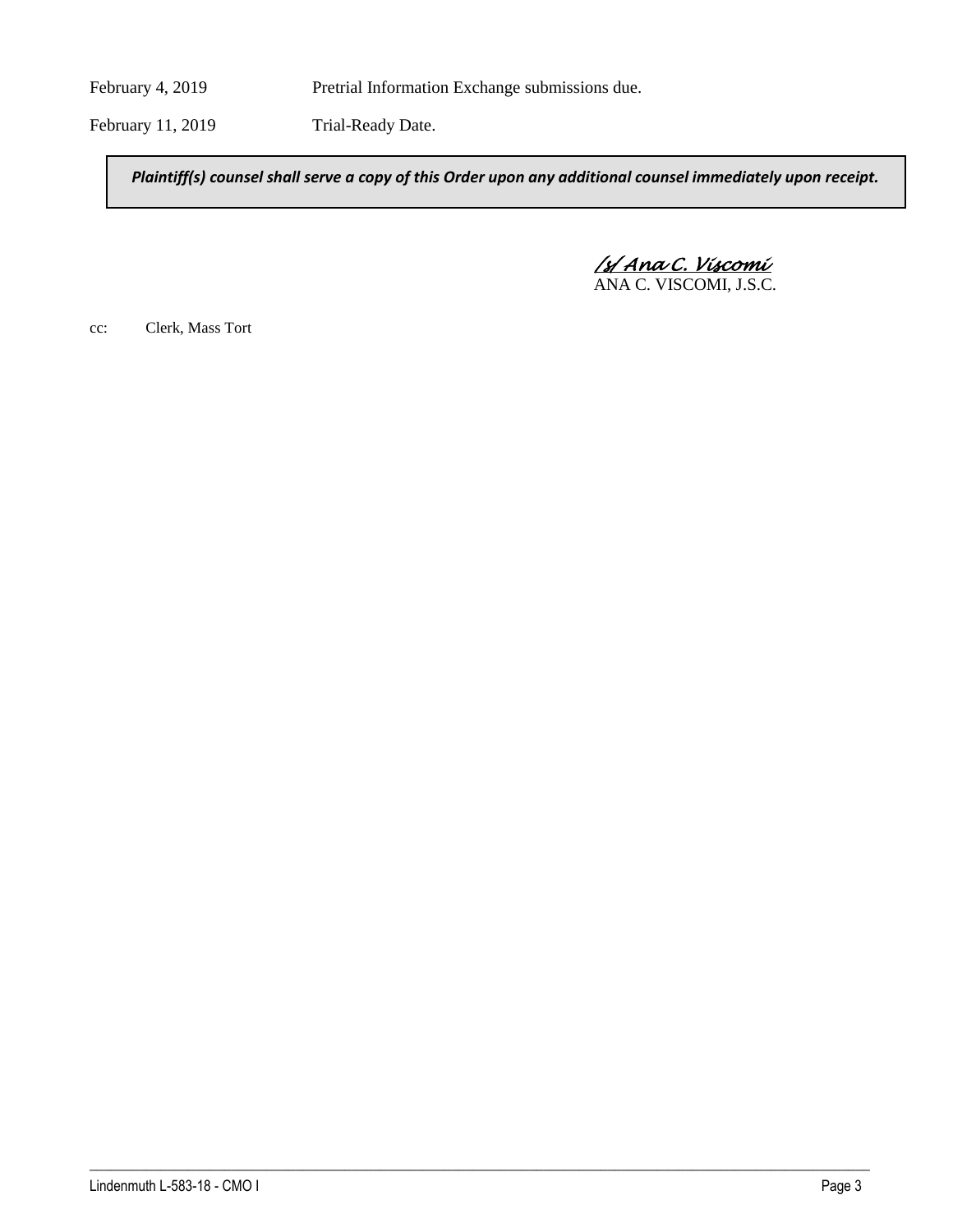| | |
|---|---|
| February 4, 2019 | Pretrial Information Exchange submissions due. |
| February 11, 2019 | Trial-Ready Date. |

***Plaintiff(s) counsel shall serve a copy of this Order upon any additional counsel immediately upon receipt.***

/s/ Ana C. Viscomi
ANA C. VISCOMI, J.S.C.

cc: Clerk, Mass Tort